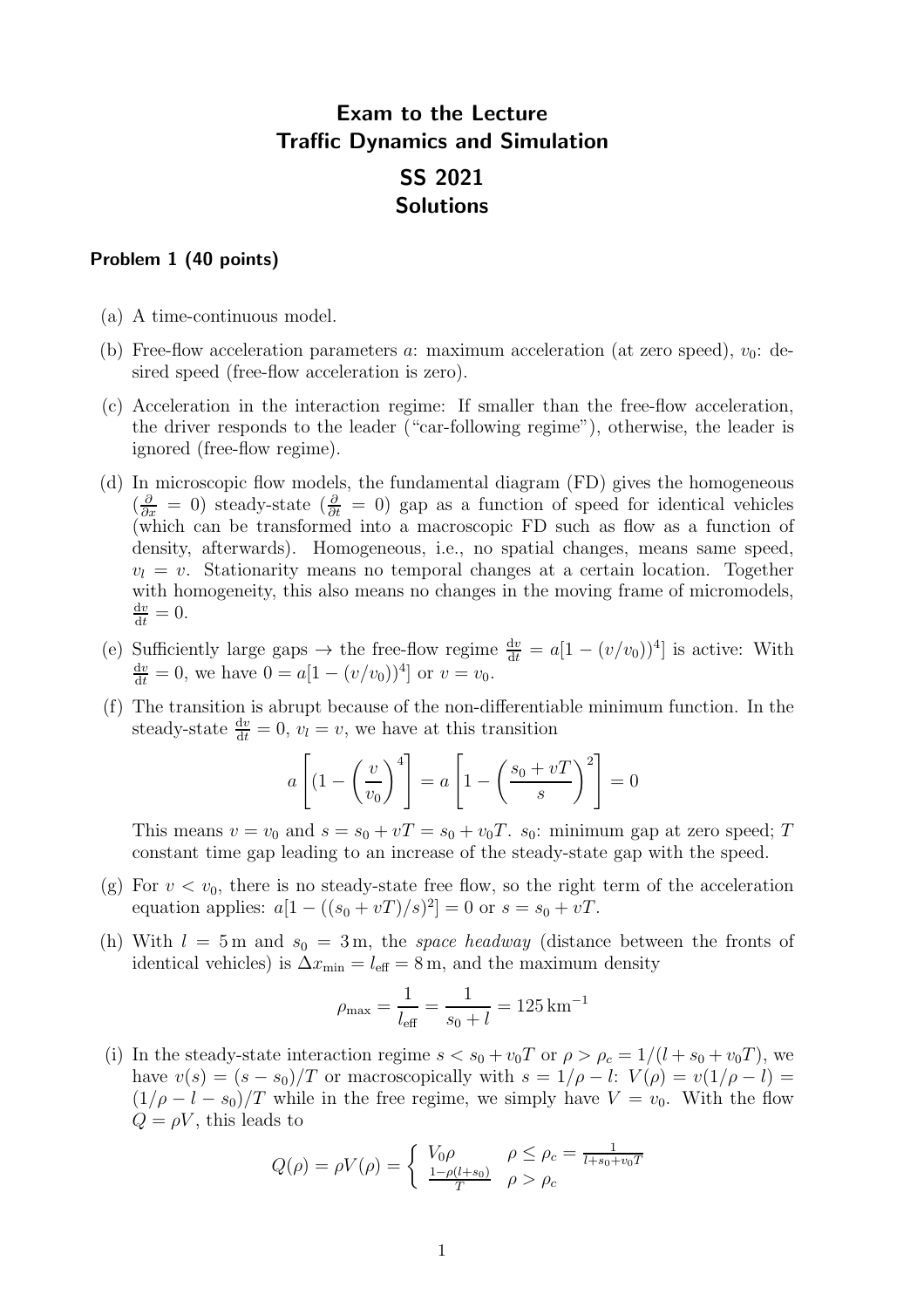# Exam to the Lecture
# Traffic Dynamics and Simulation
# SS 2021
# Solutions

### Problem 1 (40 points)

(a) A time-continuous model.

(b) Free-flow acceleration parameters $a$: maximum acceleration (at zero speed), $v_0$: desired speed (free-flow acceleration is zero).

(c) Acceleration in the interaction regime: If smaller than the free-flow acceleration, the driver responds to the leader ("car-following regime"), otherwise, the leader is ignored (free-flow regime).

(d) In microscopic flow models, the fundamental diagram (FD) gives the homogeneous ($\frac{\partial}{\partial x} = 0$) steady-state ($\frac{\partial}{\partial t} = 0$) gap as a function of speed for identical vehicles (which can be transformed into a macroscopic FD such as flow as a function of density, afterwards). Homogeneous, i.e., no spatial changes, means same speed, $v_l = v$. Stationarity means no temporal changes at a certain location. Together with homogeneity, this also means no changes in the moving frame of micromodels, $\frac{\mathrm{d}v}{\mathrm{d}t} = 0$.

(e) Sufficiently large gaps $\rightarrow$ the free-flow regime $\frac{\mathrm{d}v}{dt} = a[1 - (v/v_0))^4]$ is active: With $\frac{\mathrm{d}v}{\mathrm{d}t} = 0$, we have $0 = a[1 - (v/v_0))^4]$ or $v = v_0$.

(f) The transition is abrupt because of the non-differentiable minimum function. In the steady-state $\frac{\mathrm{d}v}{\mathrm{d}t} = 0$, $v_l = v$, we have at this transition

$$a\left[(1 - \left(\frac{v}{v_0}\right)^4\right] = a\left[1 - \left(\frac{s_0 + vT}{s}\right)^2\right] = 0$$

This means $v = v_0$ and $s = s_0 + vT = s_0 + v_0T$. $s_0$: minimum gap at zero speed; $T$ constant time gap leading to an increase of the steady-state gap with the speed.

(g) For $v < v_0$, there is no steady-state free flow, so the right term of the acceleration equation applies: $a[1 - ((s_0 + vT)/s)^2] = 0$ or $s = s_0 + vT$.

(h) With $l = 5\,\mathrm{m}$ and $s_0 = 3\,\mathrm{m}$, the *space headway* (distance between the fronts of identical vehicles) is $\Delta x_{\min} = l_{\mathrm{eff}} = 8\,\mathrm{m}$, and the maximum density

$$\rho_{\max} = \frac{1}{l_{\mathrm{eff}}} = \frac{1}{s_0 + l} = 125\,\mathrm{km}^{-1}$$

(i) In the steady-state interaction regime $s < s_0 + v_0T$ or $\rho > \rho_c = 1/(l + s_0 + v_0T)$, we have $v(s) = (s - s_0)/T$ or macroscopically with $s = 1/\rho - l$: $V(\rho) = v(1/\rho - l) = (1/\rho - l - s_0)/T$ while in the free regime, we simply have $V = v_0$. With the flow $Q = \rho V$, this leads to

$$Q(\rho) = \rho V(\rho) = \begin{cases} V_0\rho & \rho \le \rho_c = \frac{1}{l + s_0 + v_0T} \\ \frac{1 - \rho(l + s_0)}{T} & \rho > \rho_c \end{cases}$$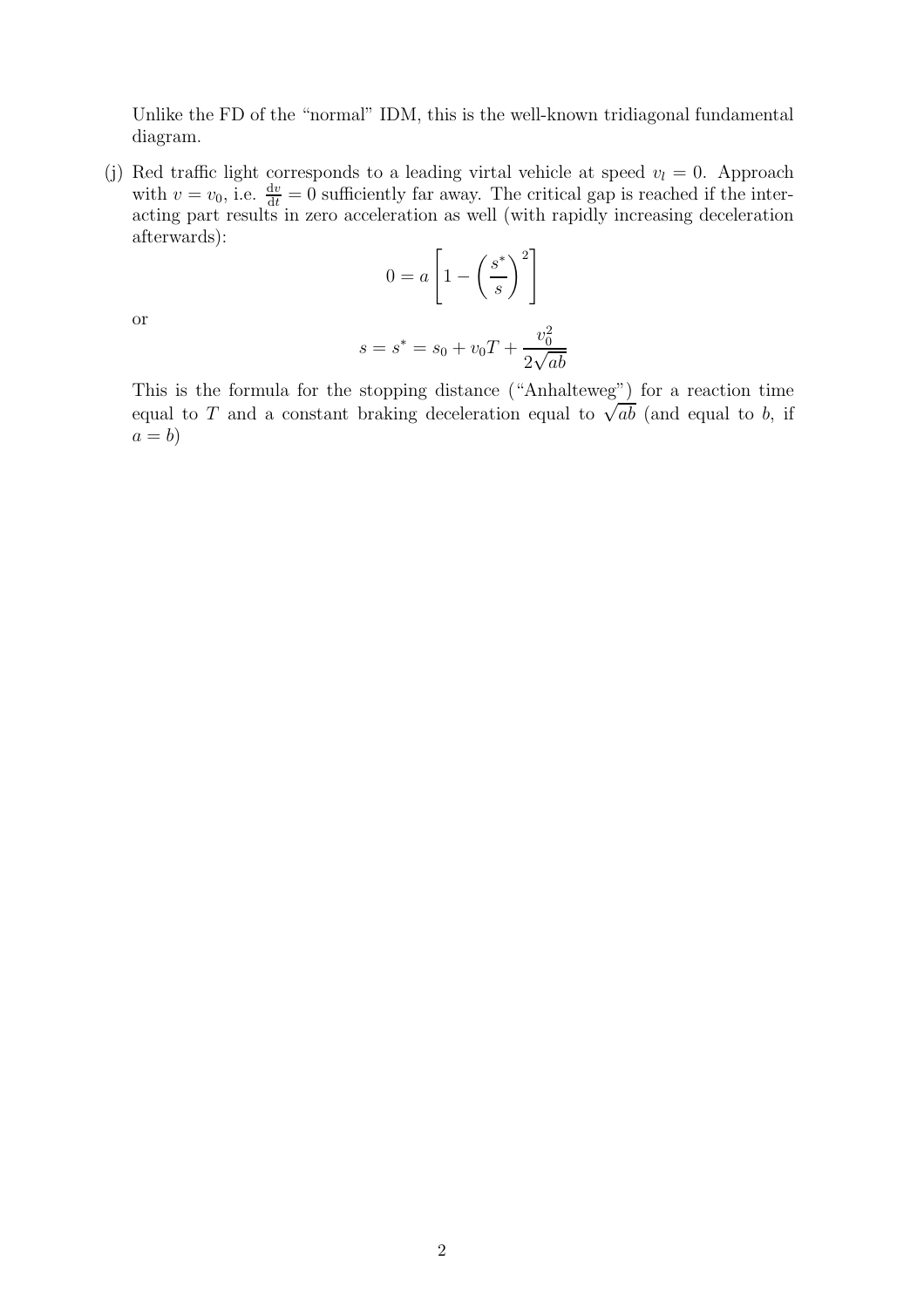Unlike the FD of the "normal" IDM, this is the well-known tridiagonal fundamental diagram.

(j) Red traffic light corresponds to a leading virtal vehicle at speed $v_l = 0$. Approach with $v = v_0$, i.e. $\frac{\mathrm{d}v}{\mathrm{d}t} = 0$ sufficiently far away. The critical gap is reached if the interacting part results in zero acceleration as well (with rapidly increasing deceleration afterwards):

$$0 = a \left[ 1 - \left( \frac{s^*}{s} \right)^2 \right]$$

or

$$s = s^* = s_0 + v_0 T + \frac{v_0^2}{2\sqrt{ab}}$$

This is the formula for the stopping distance ("Anhalteweg") for a reaction time equal to $T$ and a constant braking deceleration equal to $\sqrt{ab}$ (and equal to $b$, if $a = b$)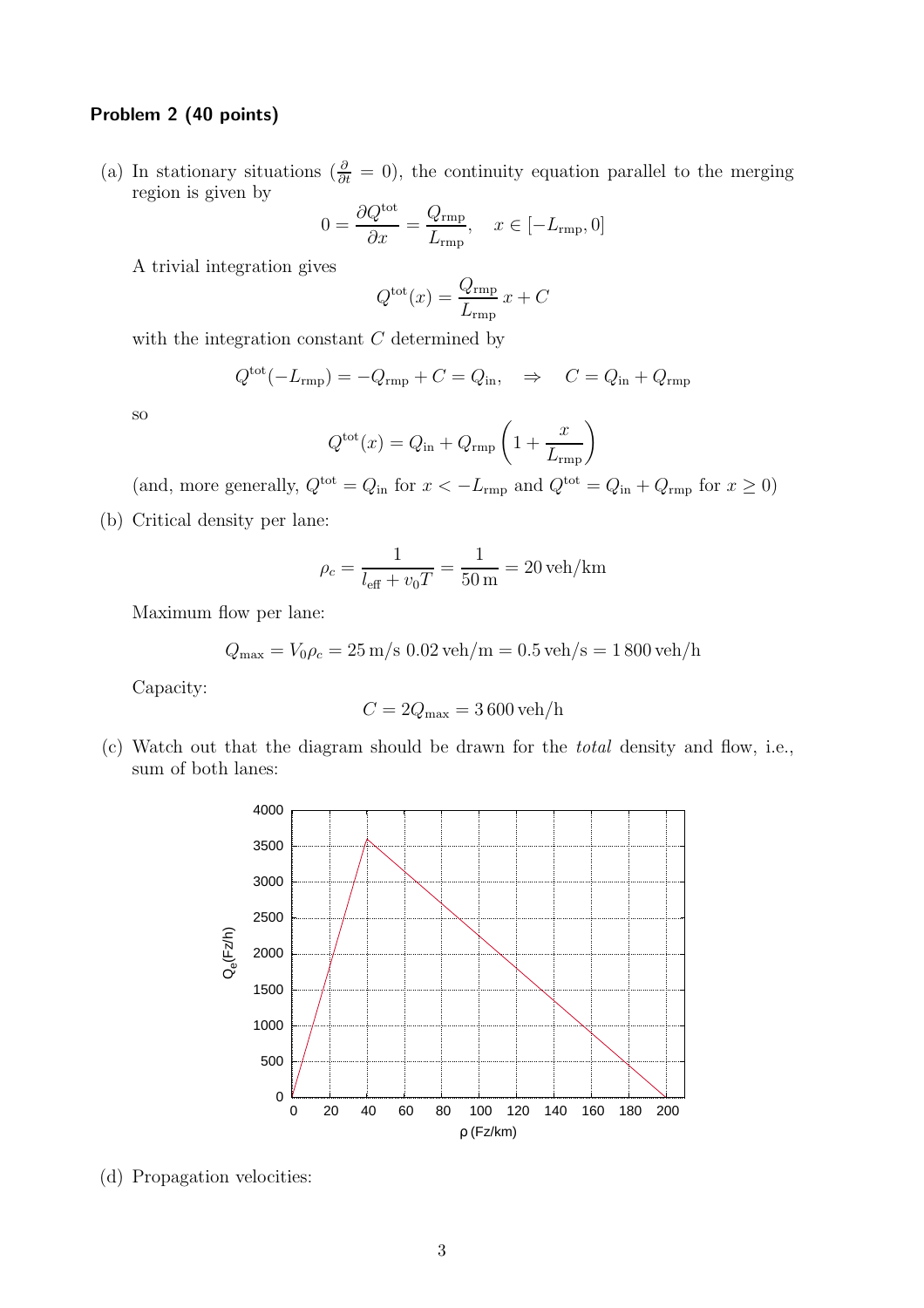**Problem 2 (40 points)**

(a) In stationary situations ($\frac{\partial}{\partial t} = 0$), the continuity equation parallel to the merging region is given by

$$0 = \frac{\partial Q^{\text{tot}}}{\partial x} = \frac{Q_{\text{rmp}}}{L_{\text{rmp}}}, \quad x \in [-L_{\text{rmp}}, 0]$$

A trivial integration gives

$$Q^{\text{tot}}(x) = \frac{Q_{\text{rmp}}}{L_{\text{rmp}}}\, x + C$$

with the integration constant $C$ determined by

$$Q^{\text{tot}}(-L_{\text{rmp}}) = -Q_{\text{rmp}} + C = Q_{\text{in}}, \quad \Rightarrow \quad C = Q_{\text{in}} + Q_{\text{rmp}}$$

so

$$Q^{\text{tot}}(x) = Q_{\text{in}} + Q_{\text{rmp}}\left(1 + \frac{x}{L_{\text{rmp}}}\right)$$

(and, more generally, $Q^{\text{tot}} = Q_{\text{in}}$ for $x < -L_{\text{rmp}}$ and $Q^{\text{tot}} = Q_{\text{in}} + Q_{\text{rmp}}$ for $x \geq 0$)

(b) Critical density per lane:

$$\rho_c = \frac{1}{l_{\text{eff}} + v_0 T} = \frac{1}{50\,\text{m}} = 20\,\text{veh/km}$$

Maximum flow per lane:

$$Q_{\max} = V_0 \rho_c = 25\,\text{m/s}\ 0.02\,\text{veh/m} = 0.5\,\text{veh/s} = 1\,800\,\text{veh/h}$$

Capacity:

$$C = 2Q_{\max} = 3\,600\,\text{veh/h}$$

(c) Watch out that the diagram should be drawn for the *total* density and flow, i.e., sum of both lanes:

(d) Propagation velocities: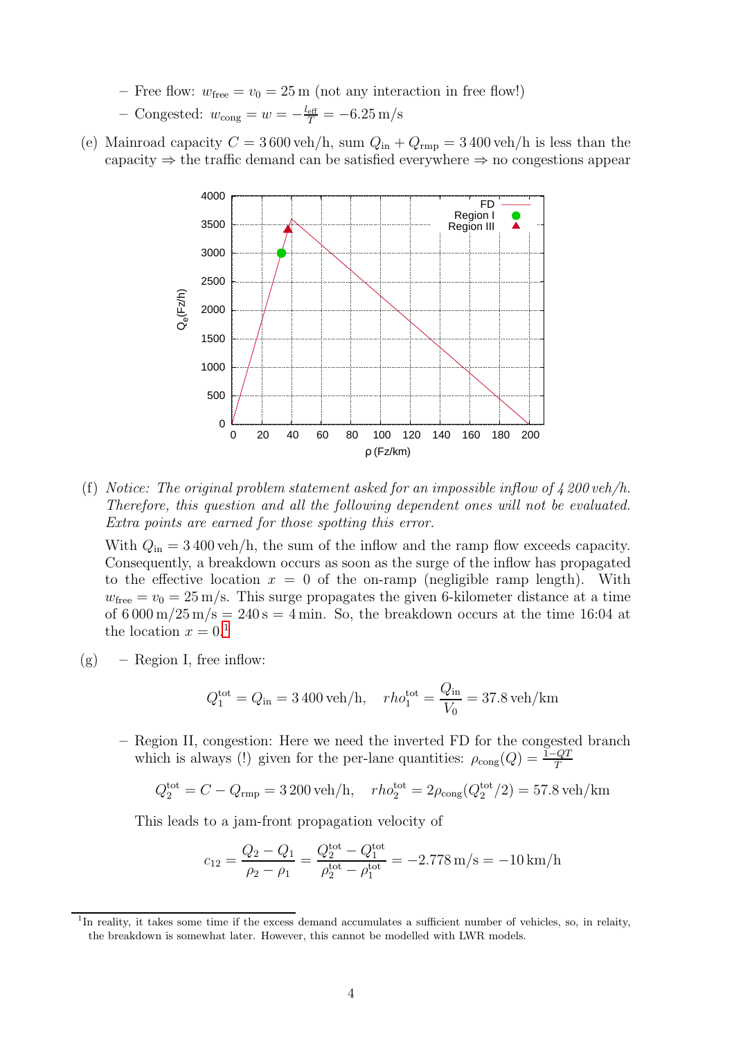- Free flow: $w_{\rm free} = v_0 = 25\,\mathrm{m}$ (not any interaction in free flow!)
- Congested: $w_{\rm cong} = w = -\frac{l_{\rm eff}}{T} = -6.25\,\mathrm{m/s}$

(e) Mainroad capacity $C = 3\,600\,\mathrm{veh/h}$, sum $Q_{\rm in} + Q_{\rm rmp} = 3\,400\,\mathrm{veh/h}$ is less than the capacity $\Rightarrow$ the traffic demand can be satisfied everywhere $\Rightarrow$ no congestions appear

(f) *Notice: The original problem statement asked for an impossible inflow of 4 200 veh/h. Therefore, this question and all the following dependent ones will not be evaluated. Extra points are earned for those spotting this error.*

With $Q_{\rm in} = 3\,400\,\mathrm{veh/h}$, the sum of the inflow and the ramp flow exceeds capacity. Consequently, a breakdown occurs as soon as the surge of the inflow has propagated to the effective location $x = 0$ of the on-ramp (negligible ramp length). With $w_{\rm free} = v_0 = 25\,\mathrm{m/s}$. This surge propagates the given 6-kilometer distance at a time of $6\,000\,\mathrm{m}/25\,\mathrm{m/s} = 240\,\mathrm{s} = 4\,\mathrm{min}$. So, the breakdown occurs at the time 16:04 at the location $x = 0$.[1]

(g) – Region I, free inflow:

$$Q_1^{\rm tot} = Q_{\rm in} = 3\,400\,\mathrm{veh/h}, \quad rho_1^{\rm tot} = \frac{Q_{\rm in}}{V_0} = 37.8\,\mathrm{veh/km}$$

– Region II, congestion: Here we need the inverted FD for the congested branch which is always (!) given for the per-lane quantities: $\rho_{\rm cong}(Q) = \frac{1-QT}{T}$

$$Q_2^{\rm tot} = C - Q_{\rm rmp} = 3\,200\,\mathrm{veh/h}, \quad rho_2^{\rm tot} = 2\rho_{\rm cong}(Q_2^{\rm tot}/2) = 57.8\,\mathrm{veh/km}$$

This leads to a jam-front propagation velocity of

$$c_{12} = \frac{Q_2 - Q_1}{\rho_2 - \rho_1} = \frac{Q_2^{\rm tot} - Q_1^{\rm tot}}{\rho_2^{\rm tot} - \rho_1^{\rm tot}} = -2.778\,\mathrm{m/s} = -10\,\mathrm{km/h}$$

[1] In reality, it takes some time if the excess demand accumulates a sufficient number of vehicles, so, in relaity, the breakdown is somewhat later. However, this cannot be modelled with LWR models.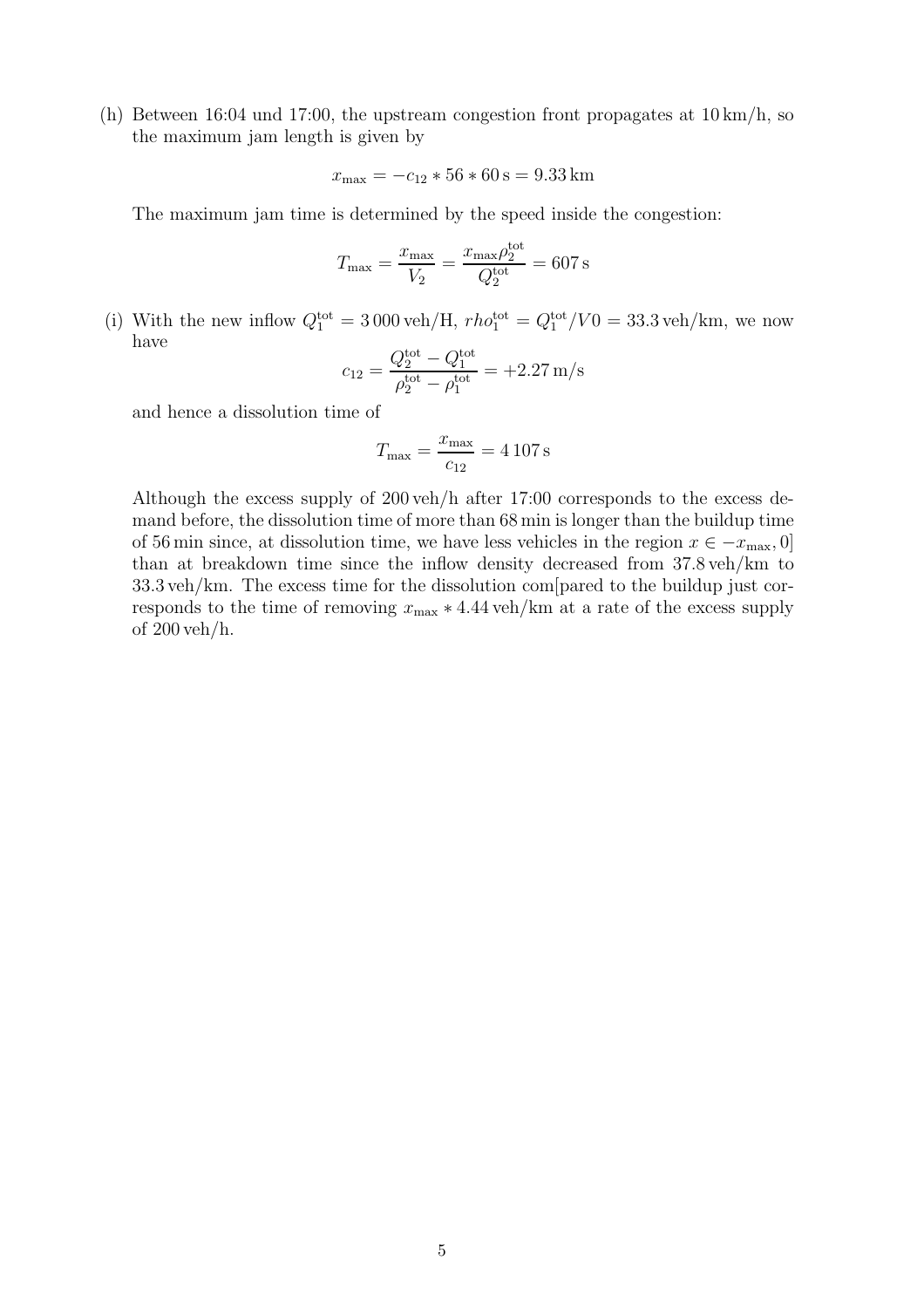(h) Between 16:04 und 17:00, the upstream congestion front propagates at 10 km/h, so the maximum jam length is given by

$$x_{\max} = -c_{12} * 56 * 60\,\text{s} = 9.33\,\text{km}$$

The maximum jam time is determined by the speed inside the congestion:

$$T_{\max} = \frac{x_{\max}}{V_2} = \frac{x_{\max}\rho_2^{\text{tot}}}{Q_2^{\text{tot}}} = 607\,\text{s}$$

(i) With the new inflow $Q_1^{\text{tot}} = 3\,000\,\text{veh/H}$, $rho_1^{\text{tot}} = Q_1^{\text{tot}}/V0 = 33.3\,\text{veh/km}$, we now have

$$c_{12} = \frac{Q_2^{\text{tot}} - Q_1^{\text{tot}}}{\rho_2^{\text{tot}} - \rho_1^{\text{tot}}} = +2.27\,\text{m/s}$$

and hence a dissolution time of

$$T_{\max} = \frac{x_{\max}}{c_{12}} = 4\,107\,\text{s}$$

Although the excess supply of 200 veh/h after 17:00 corresponds to the excess demand before, the dissolution time of more than 68 min is longer than the buildup time of 56 min since, at dissolution time, we have less vehicles in the region $x \in -x_{\max}, 0]$ than at breakdown time since the inflow density decreased from 37.8 veh/km to 33.3 veh/km. The excess time for the dissolution com[pared to the buildup just corresponds to the time of removing $x_{\max} * 4.44$ veh/km at a rate of the excess supply of 200 veh/h.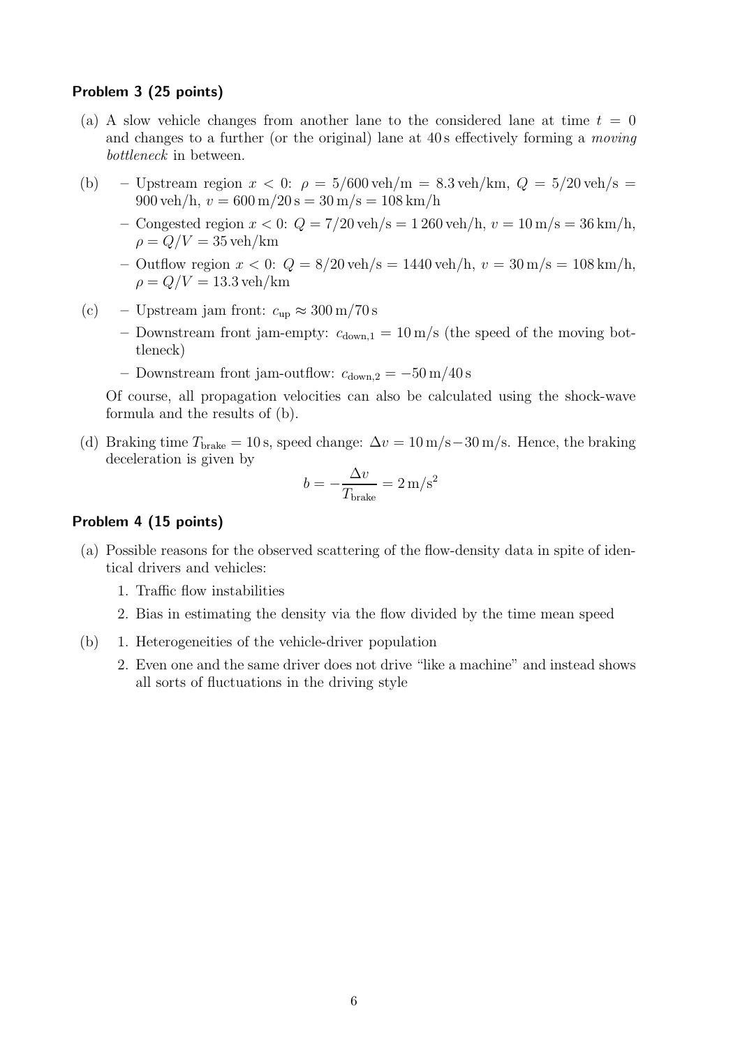### Problem 3 (25 points)

(a) A slow vehicle changes from another lane to the considered lane at time $t = 0$ and changes to a further (or the original) lane at 40 s effectively forming a *moving bottleneck* in between.

(b)
- Upstream region $x < 0$: $\rho = 5/600\,\text{veh/m} = 8.3\,\text{veh/km}$, $Q = 5/20\,\text{veh/s} = 900\,\text{veh/h}$, $v = 600\,\text{m}/20\,\text{s} = 30\,\text{m/s} = 108\,\text{km/h}$
- Congested region $x < 0$: $Q = 7/20\,\text{veh/s} = 1\,260\,\text{veh/h}$, $v = 10\,\text{m/s} = 36\,\text{km/h}$, $\rho = Q/V = 35\,\text{veh/km}$
- Outflow region $x < 0$: $Q = 8/20\,\text{veh/s} = 1440\,\text{veh/h}$, $v = 30\,\text{m/s} = 108\,\text{km/h}$, $\rho = Q/V = 13.3\,\text{veh/km}$

(c)
- Upstream jam front: $c_{\text{up}} \approx 300\,\text{m}/70\,\text{s}$
- Downstream front jam-empty: $c_{\text{down},1} = 10\,\text{m/s}$ (the speed of the moving bottleneck)
- Downstream front jam-outflow: $c_{\text{down},2} = -50\,\text{m}/40\,\text{s}$

Of course, all propagation velocities can also be calculated using the shock-wave formula and the results of (b).

(d) Braking time $T_{\text{brake}} = 10\,\text{s}$, speed change: $\Delta v = 10\,\text{m/s} - 30\,\text{m/s}$. Hence, the braking deceleration is given by

$$b = -\frac{\Delta v}{T_{\text{brake}}} = 2\,\text{m/s}^2$$

### Problem 4 (15 points)

(a) Possible reasons for the observed scattering of the flow-density data in spite of identical drivers and vehicles:

1. Traffic flow instabilities
2. Bias in estimating the density via the flow divided by the time mean speed

(b)
1. Heterogeneities of the vehicle-driver population
2. Even one and the same driver does not drive "like a machine" and instead shows all sorts of fluctuations in the driving style